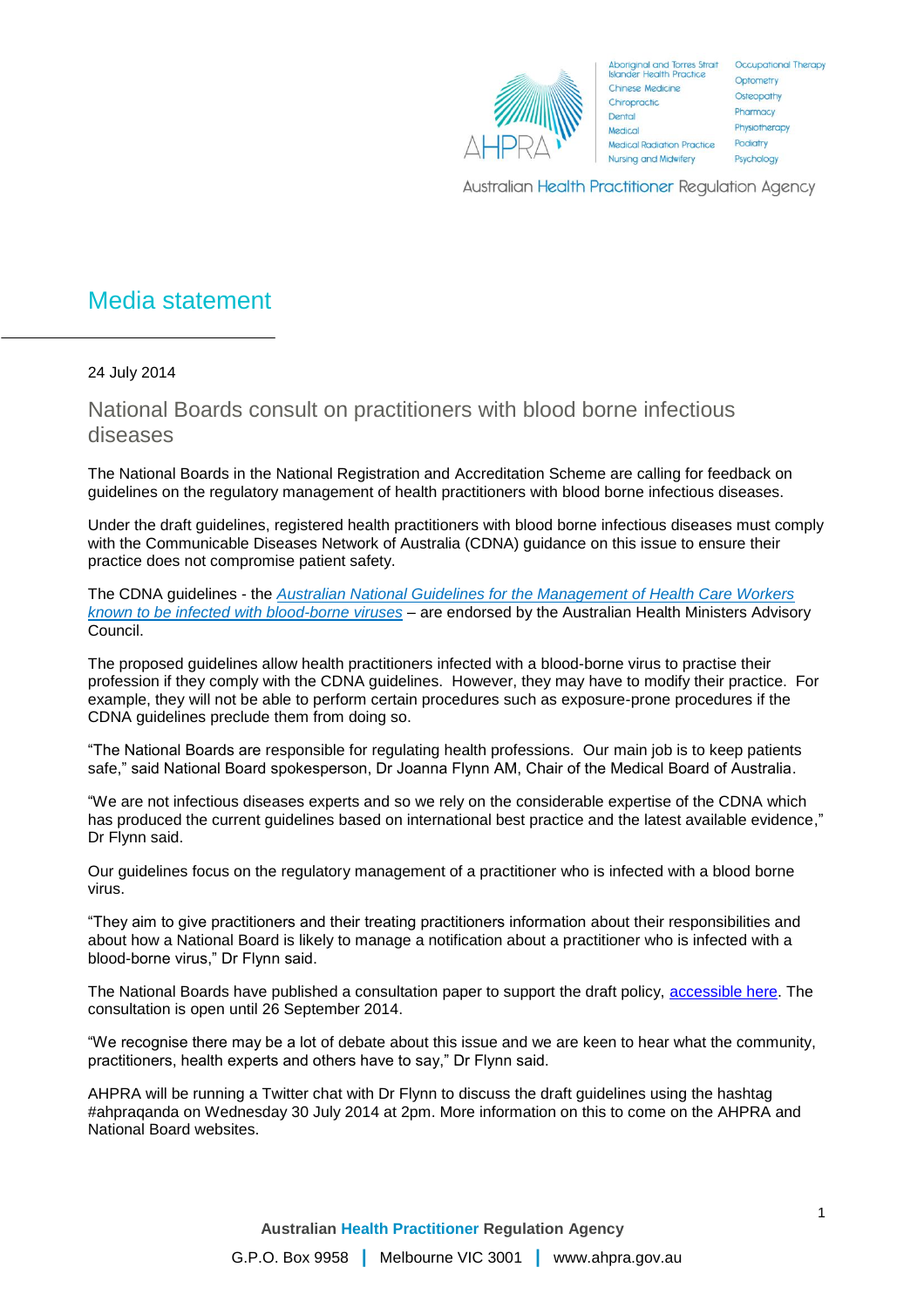# Media statement

24 July 2014

## National Boards consult on practitioners with blood borne infectious diseases

The National Boards in the National Registration and Accreditation Scheme are calling for feedback on guidelines on the regulatory management of health practitioners with blood borne infectious diseases.

Under the draft guidelines, registered health practitioners with blood borne infectious diseases must comply with the Communicable Diseases Network of Australia (CDNA) guidance on this issue to ensure their practice does not compromise patient safety.

The CDNA guidelines - the *Australian National Guidelines for the Management of Health Care Workers known to be infected with blood-borne viruses* – are endorsed by the Australian Health Ministers Advisory Council.

The proposed guidelines allow health practitioners infected with a blood-borne virus to practise their profession if they comply with the CDNA guidelines. However, they may have to modify their practice. For example, they will not be able to perform certain procedures such as exposure-prone procedures if the CDNA guidelines preclude them from doing so.

"The National Boards are responsible for regulating health professions. Our main job is to keep patients safe," said National Board spokesperson, Dr Joanna Flynn AM, Chair of the Medical Board of Australia.

"We are not infectious diseases experts and so we rely on the considerable expertise of the CDNA which has produced the current guidelines based on international best practice and the latest available evidence," Dr Flynn said.

Our guidelines focus on the regulatory management of a practitioner who is infected with a blood borne virus.

"They aim to give practitioners and their treating practitioners information about their responsibilities and about how a National Board is likely to manage a notification about a practitioner who is infected with a blood-borne virus," Dr Flynn said.

The National Boards have published a consultation paper to support the draft policy, accessible here. The consultation is open until 26 September 2014.

"We recognise there may be a lot of debate about this issue and we are keen to hear what the community, practitioners, health experts and others have to say," Dr Flynn said.

AHPRA will be running a Twitter chat with Dr Flynn to discuss the draft guidelines using the hashtag #ahpraqanda on Wednesday 30 July 2014 at 2pm. More information on this to come on the AHPRA and National Board websites.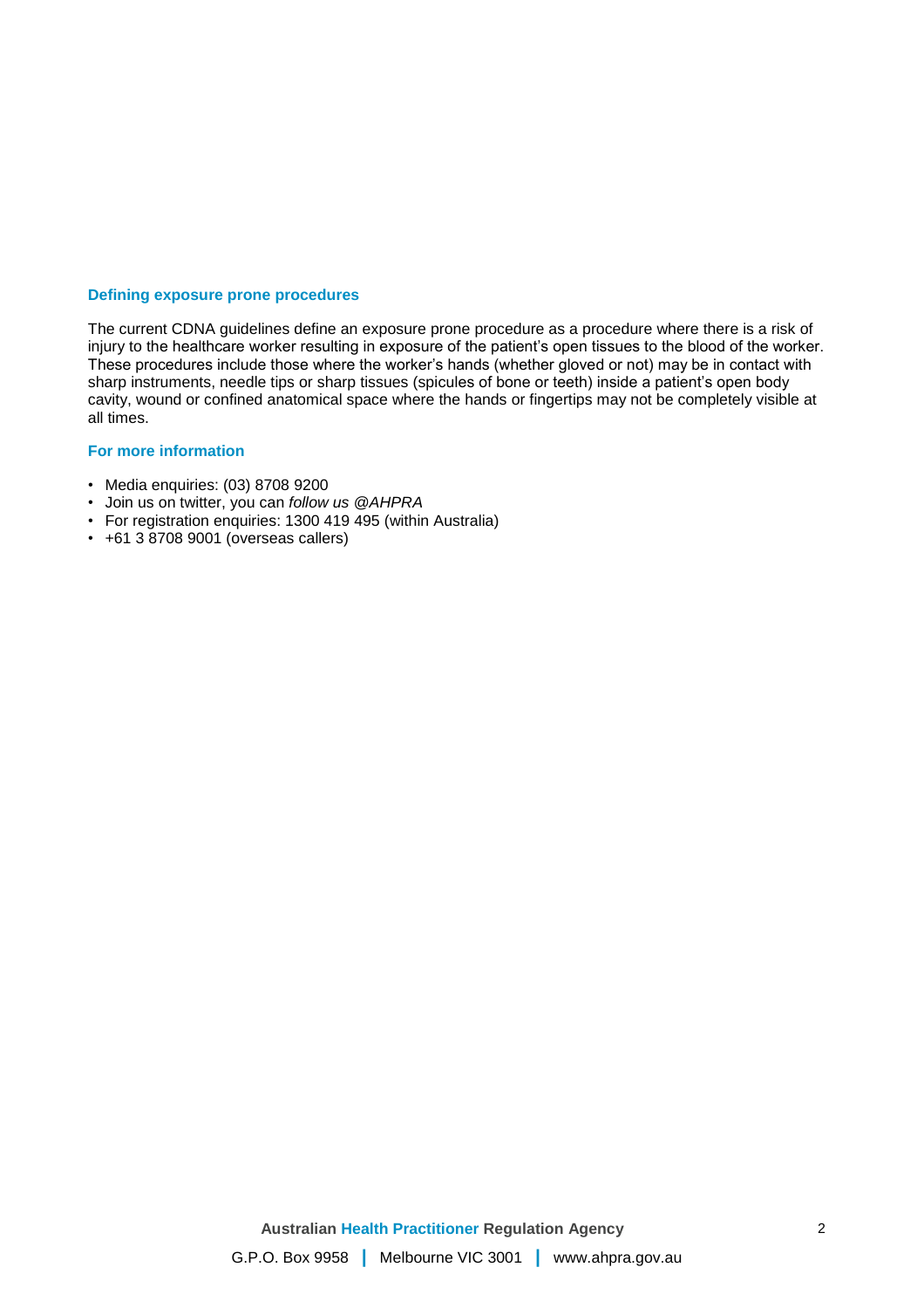## Defining exposure prone procedures

The current CDNA guidelines define an exposure prone procedure as a procedure where there is a risk of injury to the healthcare worker resulting in exposure of the patient's open tissues to the blood of the worker. These procedures include those where the worker's hands (whether gloved or not) may be in contact with sharp instruments, needle tips or sharp tissues (spicules of bone or teeth) inside a patient's open body cavity, wound or confined anatomical space where the hands or fingertips may not be completely visible at all times.

## For more information

- Media enquiries: (03) 8708 9200
- Join us on twitter, you can *follow us @AHPRA*
- For registration enquiries: 1300 419 495 (within Australia)
- +61 3 8708 9001 (overseas callers)